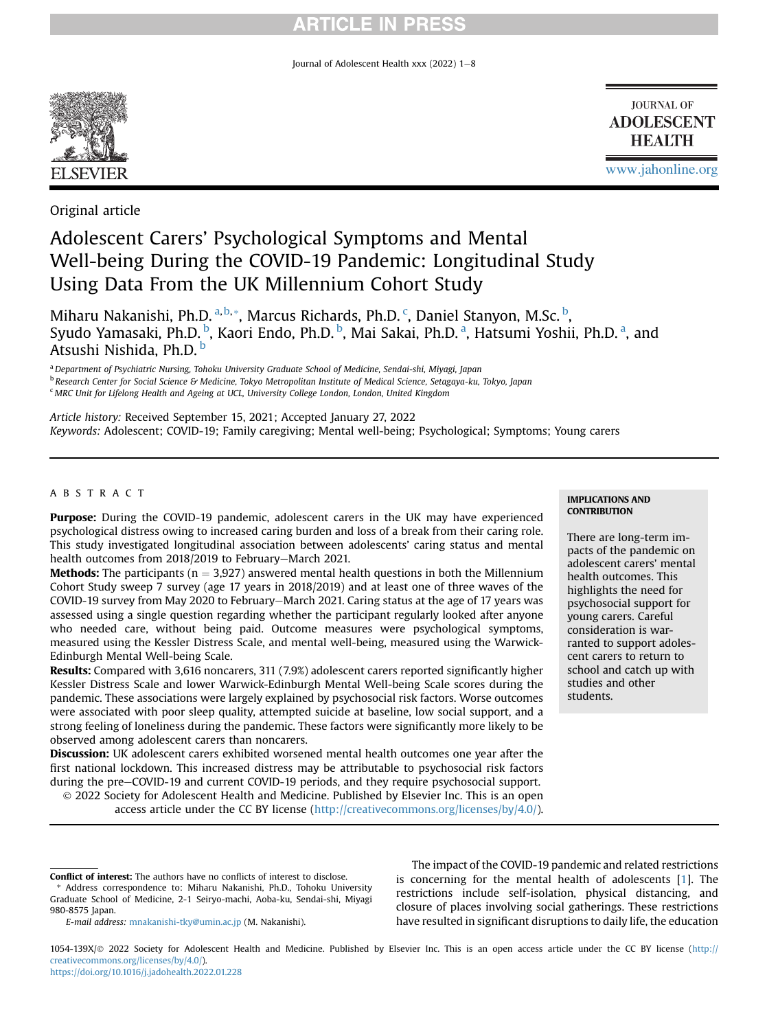Original article

# Adolescent Carers' Psychological Symptoms and Mental Well-being During the COVID-19 Pandemic: Longitudinal Study Using Data From the UK Millennium Cohort Study

Miharu Nakanishi, Ph.D. [a,b,*], Marcus Richards, Ph.D. [c], Daniel Stanyon, M.Sc. [b], Syudo Yamasaki, Ph.D. [b], Kaori Endo, Ph.D. [b], Mai Sakai, Ph.D. [a], Hatsumi Yoshii, Ph.D. [a], and Atsushi Nishida, Ph.D. [b]

[a] Department of Psychiatric Nursing, Tohoku University Graduate School of Medicine, Sendai-shi, Miyagi, Japan
[b] Research Center for Social Science & Medicine, Tokyo Metropolitan Institute of Medical Science, Setagaya-ku, Tokyo, Japan
[c] MRC Unit for Lifelong Health and Ageing at UCL, University College London, London, United Kingdom

*Article history:* Received September 15, 2021; Accepted January 27, 2022
*Keywords:* Adolescent; COVID-19; Family caregiving; Mental well-being; Psychological; Symptoms; Young carers

## ABSTRACT

**Purpose:** During the COVID-19 pandemic, adolescent carers in the UK may have experienced psychological distress owing to increased caring burden and loss of a break from their caring role. This study investigated longitudinal association between adolescents' caring status and mental health outcomes from 2018/2019 to February–March 2021.

**Methods:** The participants (n = 3,927) answered mental health questions in both the Millennium Cohort Study sweep 7 survey (age 17 years in 2018/2019) and at least one of three waves of the COVID-19 survey from May 2020 to February–March 2021. Caring status at the age of 17 years was assessed using a single question regarding whether the participant regularly looked after anyone who needed care, without being paid. Outcome measures were psychological symptoms, measured using the Kessler Distress Scale, and mental well-being, measured using the Warwick-Edinburgh Mental Well-being Scale.

**Results:** Compared with 3,616 noncarers, 311 (7.9%) adolescent carers reported significantly higher Kessler Distress Scale and lower Warwick-Edinburgh Mental Well-being Scale scores during the pandemic. These associations were largely explained by psychosocial risk factors. Worse outcomes were associated with poor sleep quality, attempted suicide at baseline, low social support, and a strong feeling of loneliness during the pandemic. These factors were significantly more likely to be observed among adolescent carers than noncarers.

**Discussion:** UK adolescent carers exhibited worsened mental health outcomes one year after the first national lockdown. This increased distress may be attributable to psychosocial risk factors during the pre–COVID-19 and current COVID-19 periods, and they require psychosocial support.

© 2022 Society for Adolescent Health and Medicine. Published by Elsevier Inc. This is an open access article under the CC BY license (http://creativecommons.org/licenses/by/4.0/).

**IMPLICATIONS AND CONTRIBUTION**

There are long-term impacts of the pandemic on adolescent carers' mental health outcomes. This highlights the need for psychosocial support for young carers. Careful consideration is warranted to support adolescent carers to return to school and catch up with studies and other students.

The impact of the COVID-19 pandemic and related restrictions is concerning for the mental health of adolescents [1]. The restrictions include self-isolation, physical distancing, and closure of places involving social gatherings. These restrictions have resulted in significant disruptions to daily life, the education

**Conflict of interest:** The authors have no conflicts of interest to disclose.

\* Address correspondence to: Miharu Nakanishi, Ph.D., Tohoku University Graduate School of Medicine, 2-1 Seiryo-machi, Aoba-ku, Sendai-shi, Miyagi 980-8575 Japan.

*E-mail address:* mnakanishi-tky@umin.ac.jp (M. Nakanishi).

1054-139X/© 2022 Society for Adolescent Health and Medicine. Published by Elsevier Inc. This is an open access article under the CC BY license (http://creativecommons.org/licenses/by/4.0/).
https://doi.org/10.1016/j.jadohealth.2022.01.228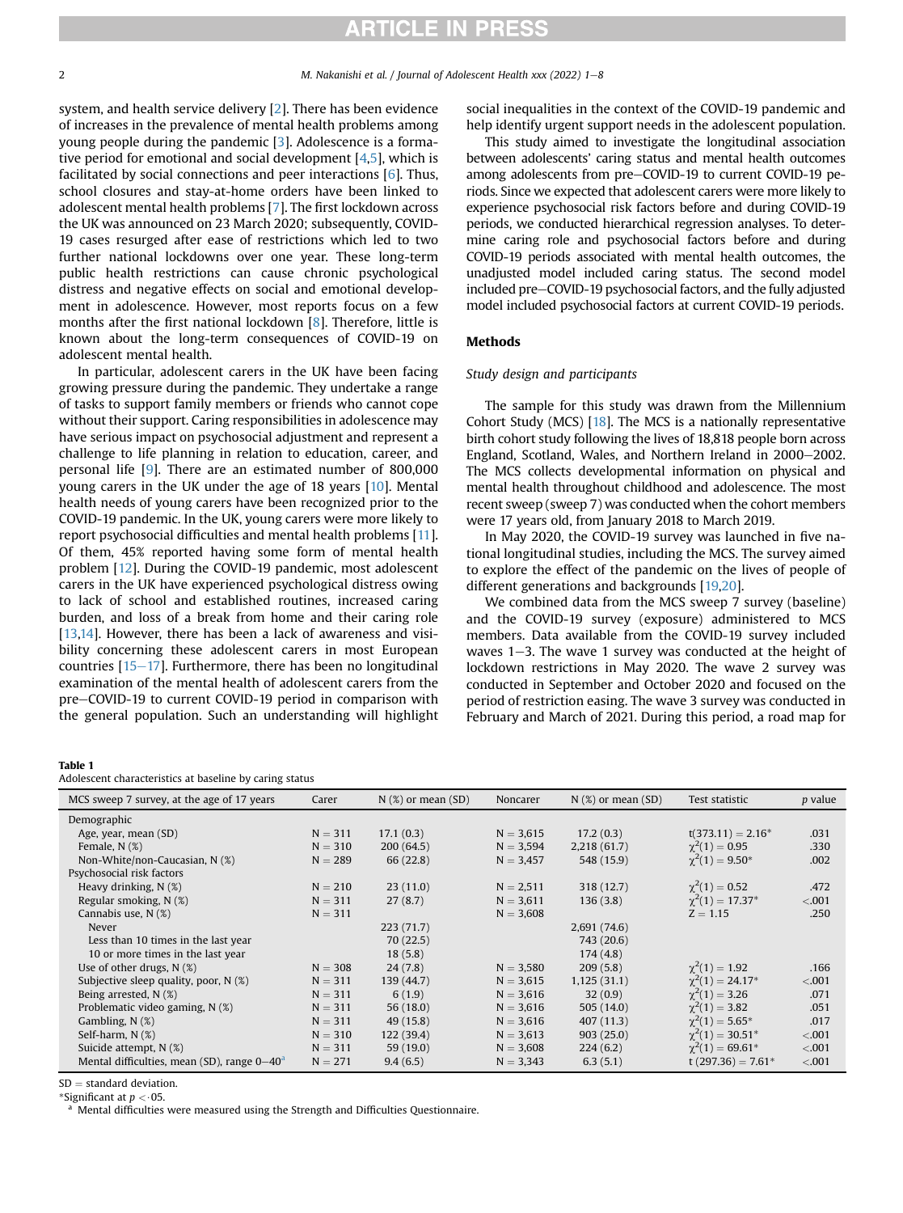system, and health service delivery [2]. There has been evidence of increases in the prevalence of mental health problems among young people during the pandemic [3]. Adolescence is a formative period for emotional and social development [4,5], which is facilitated by social connections and peer interactions [6]. Thus, school closures and stay-at-home orders have been linked to adolescent mental health problems [7]. The first lockdown across the UK was announced on 23 March 2020; subsequently, COVID-19 cases resurged after ease of restrictions which led to two further national lockdowns over one year. These long-term public health restrictions can cause chronic psychological distress and negative effects on social and emotional development in adolescence. However, most reports focus on a few months after the first national lockdown [8]. Therefore, little is known about the long-term consequences of COVID-19 on adolescent mental health.

In particular, adolescent carers in the UK have been facing growing pressure during the pandemic. They undertake a range of tasks to support family members or friends who cannot cope without their support. Caring responsibilities in adolescence may have serious impact on psychosocial adjustment and represent a challenge to life planning in relation to education, career, and personal life [9]. There are an estimated number of 800,000 young carers in the UK under the age of 18 years [10]. Mental health needs of young carers have been recognized prior to the COVID-19 pandemic. In the UK, young carers were more likely to report psychosocial difficulties and mental health problems [11]. Of them, 45% reported having some form of mental health problem [12]. During the COVID-19 pandemic, most adolescent carers in the UK have experienced psychological distress owing to lack of school and established routines, increased caring burden, and loss of a break from home and their caring role [13,14]. However, there has been a lack of awareness and visibility concerning these adolescent carers in most European countries [15–17]. Furthermore, there has been no longitudinal examination of the mental health of adolescent carers from the pre–COVID-19 to current COVID-19 period in comparison with the general population. Such an understanding will highlight social inequalities in the context of the COVID-19 pandemic and help identify urgent support needs in the adolescent population.

This study aimed to investigate the longitudinal association between adolescents' caring status and mental health outcomes among adolescents from pre–COVID-19 to current COVID-19 periods. Since we expected that adolescent carers were more likely to experience psychosocial risk factors before and during COVID-19 periods, we conducted hierarchical regression analyses. To determine caring role and psychosocial factors before and during COVID-19 periods associated with mental health outcomes, the unadjusted model included caring status. The second model included pre–COVID-19 psychosocial factors, and the fully adjusted model included psychosocial factors at current COVID-19 periods.

## Methods

### *Study design and participants*

The sample for this study was drawn from the Millennium Cohort Study (MCS) [18]. The MCS is a nationally representative birth cohort study following the lives of 18,818 people born across England, Scotland, Wales, and Northern Ireland in 2000–2002. The MCS collects developmental information on physical and mental health throughout childhood and adolescence. The most recent sweep (sweep 7) was conducted when the cohort members were 17 years old, from January 2018 to March 2019.

In May 2020, the COVID-19 survey was launched in five national longitudinal studies, including the MCS. The survey aimed to explore the effect of the pandemic on the lives of people of different generations and backgrounds [19,20].

We combined data from the MCS sweep 7 survey (baseline) and the COVID-19 survey (exposure) administered to MCS members. Data available from the COVID-19 survey included waves 1–3. The wave 1 survey was conducted at the height of lockdown restrictions in May 2020. The wave 2 survey was conducted in September and October 2020 and focused on the period of restriction easing. The wave 3 survey was conducted in February and March of 2021. During this period, a road map for

**Table 1**
Adolescent characteristics at baseline by caring status

| MCS sweep 7 survey, at the age of 17 years | Carer | N (%) or mean (SD) | Noncarer | N (%) or mean (SD) | Test statistic | *p* value |
|---|---|---|---|---|---|---|
| Demographic | | | | | | |
| Age, year, mean (SD) | N = 311 | 17.1 (0.3) | N = 3,615 | 17.2 (0.3) | $t(373.11) = 2.16^*$ | .031 |
| Female, N (%) | N = 310 | 200 (64.5) | N = 3,594 | 2,218 (61.7) | $\chi^2(1) = 0.95$ | .330 |
| Non-White/non-Caucasian, N (%) | N = 289 | 66 (22.8) | N = 3,457 | 548 (15.9) | $\chi^2(1) = 9.50^*$ | .002 |
| Psychosocial risk factors | | | | | | |
| Heavy drinking, N (%) | N = 210 | 23 (11.0) | N = 2,511 | 318 (12.7) | $\chi^2(1) = 0.52$ | .472 |
| Regular smoking, N (%) | N = 311 | 27 (8.7) | N = 3,611 | 136 (3.8) | $\chi^2(1) = 17.37^*$ | <.001 |
| Cannabis use, N (%) | N = 311 | | N = 3,608 | | $Z = 1.15$ | .250 |
| Never | | 223 (71.7) | | 2,691 (74.6) | | |
| Less than 10 times in the last year | | 70 (22.5) | | 743 (20.6) | | |
| 10 or more times in the last year | | 18 (5.8) | | 174 (4.8) | | |
| Use of other drugs, N (%) | N = 308 | 24 (7.8) | N = 3,580 | 209 (5.8) | $\chi^2(1) = 1.92$ | .166 |
| Subjective sleep quality, poor, N (%) | N = 311 | 139 (44.7) | N = 3,615 | 1,125 (31.1) | $\chi^2(1) = 24.17^*$ | <.001 |
| Being arrested, N (%) | N = 311 | 6 (1.9) | N = 3,616 | 32 (0.9) | $\chi^2(1) = 3.26$ | .071 |
| Problematic video gaming, N (%) | N = 311 | 56 (18.0) | N = 3,616 | 505 (14.0) | $\chi^2(1) = 3.82$ | .051 |
| Gambling, N (%) | N = 311 | 49 (15.8) | N = 3,616 | 407 (11.3) | $\chi^2(1) = 5.65^*$ | .017 |
| Self-harm, N (%) | N = 310 | 122 (39.4) | N = 3,613 | 903 (25.0) | $\chi^2(1) = 30.51^*$ | <.001 |
| Suicide attempt, N (%) | N = 311 | 59 (19.0) | N = 3,608 | 224 (6.2) | $\chi^2(1) = 69.61^*$ | <.001 |
| Mental difficulties, mean (SD), range 0–40[a] | N = 271 | 9.4 (6.5) | N = 3,343 | 6.3 (5.1) | $t(297.36) = 7.61^*$ | <.001 |

SD = standard deviation.
*Significant at $p < .05$.
[a] Mental difficulties were measured using the Strength and Difficulties Questionnaire.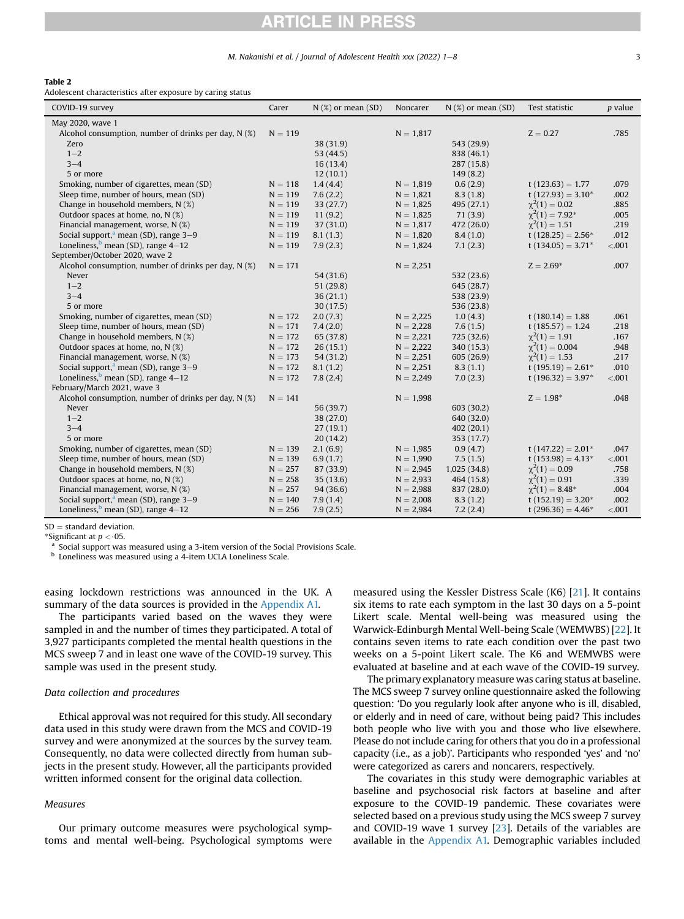**Table 2**
Adolescent characteristics after exposure by caring status

| COVID-19 survey | Carer | N (%) or mean (SD) | Noncarer | N (%) or mean (SD) | Test statistic | *p* value |
|---|---|---|---|---|---|---|
| May 2020, wave 1 | | | | | | |
| Alcohol consumption, number of drinks per day, N (%) | N = 119 | | N = 1,817 | | Z = 0.27 | .785 |
| Zero | | 38 (31.9) | | 543 (29.9) | | |
| 1–2 | | 53 (44.5) | | 838 (46.1) | | |
| 3–4 | | 16 (13.4) | | 287 (15.8) | | |
| 5 or more | | 12 (10.1) | | 149 (8.2) | | |
| Smoking, number of cigarettes, mean (SD) | N = 118 | 1.4 (4.4) | N = 1,819 | 0.6 (2.9) | t (123.63) = 1.77 | .079 |
| Sleep time, number of hours, mean (SD) | N = 119 | 7.6 (2.2) | N = 1,821 | 8.3 (1.8) | t (127.93) = 3.10* | .002 |
| Change in household members, N (%) | N = 119 | 33 (27.7) | N = 1,825 | 495 (27.1) | $\chi^2(1) = 0.02$ | .885 |
| Outdoor spaces at home, no, N (%) | N = 119 | 11 (9.2) | N = 1,825 | 71 (3.9) | $\chi^2(1) = 7.92$* | .005 |
| Financial management, worse, N (%) | N = 119 | 37 (31.0) | N = 1,817 | 472 (26.0) | $\chi^2(1) = 1.51$ | .219 |
| Social support,[a] mean (SD), range 3–9 | N = 119 | 8.1 (1.3) | N = 1,820 | 8.4 (1.0) | t (128.25) = 2.56* | .012 |
| Loneliness,[b] mean (SD), range 4–12 | N = 119 | 7.9 (2.3) | N = 1,824 | 7.1 (2.3) | t (134.05) = 3.71* | <.001 |
| September/October 2020, wave 2 | | | | | | |
| Alcohol consumption, number of drinks per day, N (%) | N = 171 | | N = 2,251 | | Z = 2.69* | .007 |
| Never | | 54 (31.6) | | 532 (23.6) | | |
| 1–2 | | 51 (29.8) | | 645 (28.7) | | |
| 3–4 | | 36 (21.1) | | 538 (23.9) | | |
| 5 or more | | 30 (17.5) | | 536 (23.8) | | |
| Smoking, number of cigarettes, mean (SD) | N = 172 | 2.0 (7.3) | N = 2,225 | 1.0 (4.3) | t (180.14) = 1.88 | .061 |
| Sleep time, number of hours, mean (SD) | N = 171 | 7.4 (2.0) | N = 2,228 | 7.6 (1.5) | t (185.57) = 1.24 | .218 |
| Change in household members, N (%) | N = 172 | 65 (37.8) | N = 2,221 | 725 (32.6) | $\chi^2(1) = 1.91$ | .167 |
| Outdoor spaces at home, no, N (%) | N = 172 | 26 (15.1) | N = 2,222 | 340 (15.3) | $\chi^2(1) = 0.004$ | .948 |
| Financial management, worse, N (%) | N = 173 | 54 (31.2) | N = 2,251 | 605 (26.9) | $\chi^2(1) = 1.53$ | .217 |
| Social support,[a] mean (SD), range 3–9 | N = 172 | 8.1 (1.2) | N = 2,251 | 8.3 (1.1) | t (195.19) = 2.61* | .010 |
| Loneliness,[b] mean (SD), range 4–12 | N = 172 | 7.8 (2.4) | N = 2,249 | 7.0 (2.3) | t (196.32) = 3.97* | <.001 |
| February/March 2021, wave 3 | | | | | | |
| Alcohol consumption, number of drinks per day, N (%) | N = 141 | | N = 1,998 | | Z = 1.98* | .048 |
| Never | | 56 (39.7) | | 603 (30.2) | | |
| 1–2 | | 38 (27.0) | | 640 (32.0) | | |
| 3–4 | | 27 (19.1) | | 402 (20.1) | | |
| 5 or more | | 20 (14.2) | | 353 (17.7) | | |
| Smoking, number of cigarettes, mean (SD) | N = 139 | 2.1 (6.9) | N = 1,985 | 0.9 (4.7) | t (147.22) = 2.01* | .047 |
| Sleep time, number of hours, mean (SD) | N = 139 | 6.9 (1.7) | N = 1,990 | 7.5 (1.5) | t (153.98) = 4.13* | <.001 |
| Change in household members, N (%) | N = 257 | 87 (33.9) | N = 2,945 | 1,025 (34.8) | $\chi^2(1) = 0.09$ | .758 |
| Outdoor spaces at home, no, N (%) | N = 258 | 35 (13.6) | N = 2,933 | 464 (15.8) | $\chi^2(1) = 0.91$ | .339 |
| Financial management, worse, N (%) | N = 257 | 94 (36.6) | N = 2,988 | 837 (28.0) | $\chi^2(1) = 8.48$* | .004 |
| Social support,[a] mean (SD), range 3–9 | N = 140 | 7.9 (1.4) | N = 2,008 | 8.3 (1.2) | t (152.19) = 3.20* | .002 |
| Loneliness,[b] mean (SD), range 4–12 | N = 256 | 7.9 (2.5) | N = 2,984 | 7.2 (2.4) | t (296.36) = 4.46* | <.001 |

SD = standard deviation.
*Significant at $p < .05$.
[a] Social support was measured using a 3-item version of the Social Provisions Scale.
[b] Loneliness was measured using a 4-item UCLA Loneliness Scale.

easing lockdown restrictions was announced in the UK. A summary of the data sources is provided in the Appendix A1.

The participants varied based on the waves they were sampled in and the number of times they participated. A total of 3,927 participants completed the mental health questions in the MCS sweep 7 and in least one wave of the COVID-19 survey. This sample was used in the present study.

### Data collection and procedures

Ethical approval was not required for this study. All secondary data used in this study were drawn from the MCS and COVID-19 survey and were anonymized at the sources by the survey team. Consequently, no data were collected directly from human subjects in the present study. However, all the participants provided written informed consent for the original data collection.

### Measures

Our primary outcome measures were psychological symptoms and mental well-being. Psychological symptoms were measured using the Kessler Distress Scale (K6) [21]. It contains six items to rate each symptom in the last 30 days on a 5-point Likert scale. Mental well-being was measured using the Warwick-Edinburgh Mental Well-being Scale (WEMWBS) [22]. It contains seven items to rate each condition over the past two weeks on a 5-point Likert scale. The K6 and WEMWBS were evaluated at baseline and at each wave of the COVID-19 survey.

The primary explanatory measure was caring status at baseline. The MCS sweep 7 survey online questionnaire asked the following question: 'Do you regularly look after anyone who is ill, disabled, or elderly and in need of care, without being paid? This includes both people who live with you and those who live elsewhere. Please do not include caring for others that you do in a professional capacity (i.e., as a job)'. Participants who responded 'yes' and 'no' were categorized as carers and noncarers, respectively.

The covariates in this study were demographic variables at baseline and psychosocial risk factors at baseline and after exposure to the COVID-19 pandemic. These covariates were selected based on a previous study using the MCS sweep 7 survey and COVID-19 wave 1 survey [23]. Details of the variables are available in the Appendix A1. Demographic variables included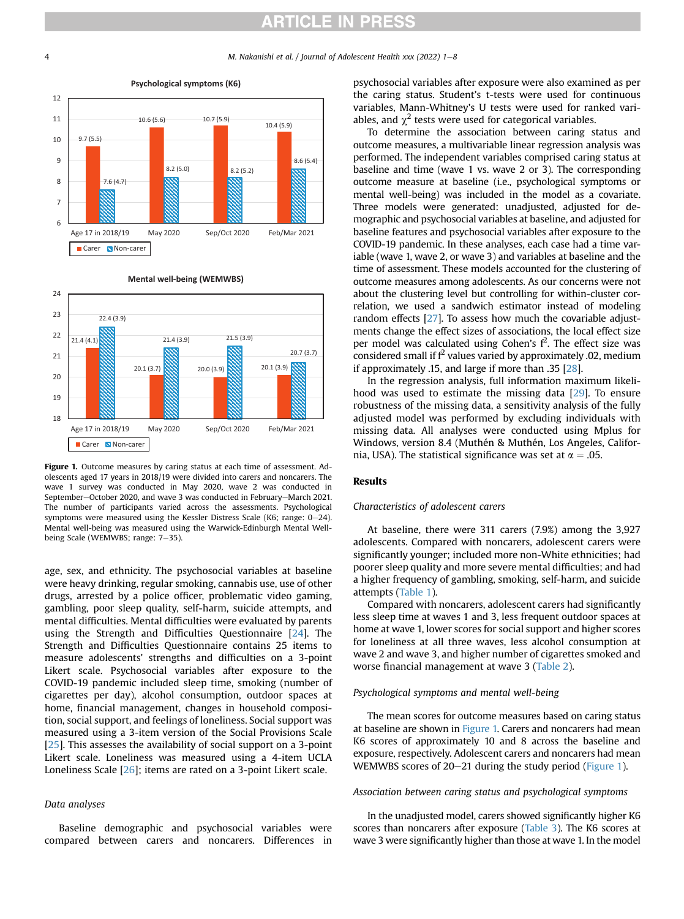Figure 1. Outcome measures by caring status at each time of assessment. Adolescents aged 17 years in 2018/19 were divided into carers and noncarers. The wave 1 survey was conducted in May 2020, wave 2 was conducted in September–October 2020, and wave 3 was conducted in February–March 2021. The number of participants varied across the assessments. Psychological symptoms were measured using the Kessler Distress Scale (K6; range: 0–24). Mental well-being was measured using the Warwick-Edinburgh Mental Well-being Scale (WEMWBS; range: 7–35).

age, sex, and ethnicity. The psychosocial variables at baseline were heavy drinking, regular smoking, cannabis use, use of other drugs, arrested by a police officer, problematic video gaming, gambling, poor sleep quality, self-harm, suicide attempts, and mental difficulties. Mental difficulties were evaluated by parents using the Strength and Difficulties Questionnaire [24]. The Strength and Difficulties Questionnaire contains 25 items to measure adolescents' strengths and difficulties on a 3-point Likert scale. Psychosocial variables after exposure to the COVID-19 pandemic included sleep time, smoking (number of cigarettes per day), alcohol consumption, outdoor spaces at home, financial management, changes in household composition, social support, and feelings of loneliness. Social support was measured using a 3-item version of the Social Provisions Scale [25]. This assesses the availability of social support on a 3-point Likert scale. Loneliness was measured using a 4-item UCLA Loneliness Scale [26]; items are rated on a 3-point Likert scale.

### Data analyses

Baseline demographic and psychosocial variables were compared between carers and noncarers. Differences in psychosocial variables after exposure were also examined as per the caring status. Student's t-tests were used for continuous variables, Mann-Whitney's U tests were used for ranked variables, and $\chi^2$ tests were used for categorical variables.

To determine the association between caring status and outcome measures, a multivariable linear regression analysis was performed. The independent variables comprised caring status at baseline and time (wave 1 vs. wave 2 or 3). The corresponding outcome measure at baseline (i.e., psychological symptoms or mental well-being) was included in the model as a covariate. Three models were generated: unadjusted, adjusted for demographic and psychosocial variables at baseline, and adjusted for baseline features and psychosocial variables after exposure to the COVID-19 pandemic. In these analyses, each case had a time variable (wave 1, wave 2, or wave 3) and variables at baseline and the time of assessment. These models accounted for the clustering of outcome measures among adolescents. As our concerns were not about the clustering level but controlling for within-cluster correlation, we used a sandwich estimator instead of modeling random effects [27]. To assess how much the covariable adjustments change the effect sizes of associations, the local effect size per model was calculated using Cohen's $f^2$. The effect size was considered small if $f^2$ values varied by approximately .02, medium if approximately .15, and large if more than .35 [28].

In the regression analysis, full information maximum likelihood was used to estimate the missing data [29]. To ensure robustness of the missing data, a sensitivity analysis of the fully adjusted model was performed by excluding individuals with missing data. All analyses were conducted using Mplus for Windows, version 8.4 (Muthén & Muthén, Los Angeles, California, USA). The statistical significance was set at $\alpha = .05$.

## Results

### Characteristics of adolescent carers

At baseline, there were 311 carers (7.9%) among the 3,927 adolescents. Compared with noncarers, adolescent carers were significantly younger; included more non-White ethnicities; had poorer sleep quality and more severe mental difficulties; and had a higher frequency of gambling, smoking, self-harm, and suicide attempts (Table 1).

Compared with noncarers, adolescent carers had significantly less sleep time at waves 1 and 3, less frequent outdoor spaces at home at wave 1, lower scores for social support and higher scores for loneliness at all three waves, less alcohol consumption at wave 2 and wave 3, and higher number of cigarettes smoked and worse financial management at wave 3 (Table 2).

### Psychological symptoms and mental well-being

The mean scores for outcome measures based on caring status at baseline are shown in Figure 1. Carers and noncarers had mean K6 scores of approximately 10 and 8 across the baseline and exposure, respectively. Adolescent carers and noncarers had mean WEMWBS scores of 20–21 during the study period (Figure 1).

### Association between caring status and psychological symptoms

In the unadjusted model, carers showed significantly higher K6 scores than noncarers after exposure (Table 3). The K6 scores at wave 3 were significantly higher than those at wave 1. In the model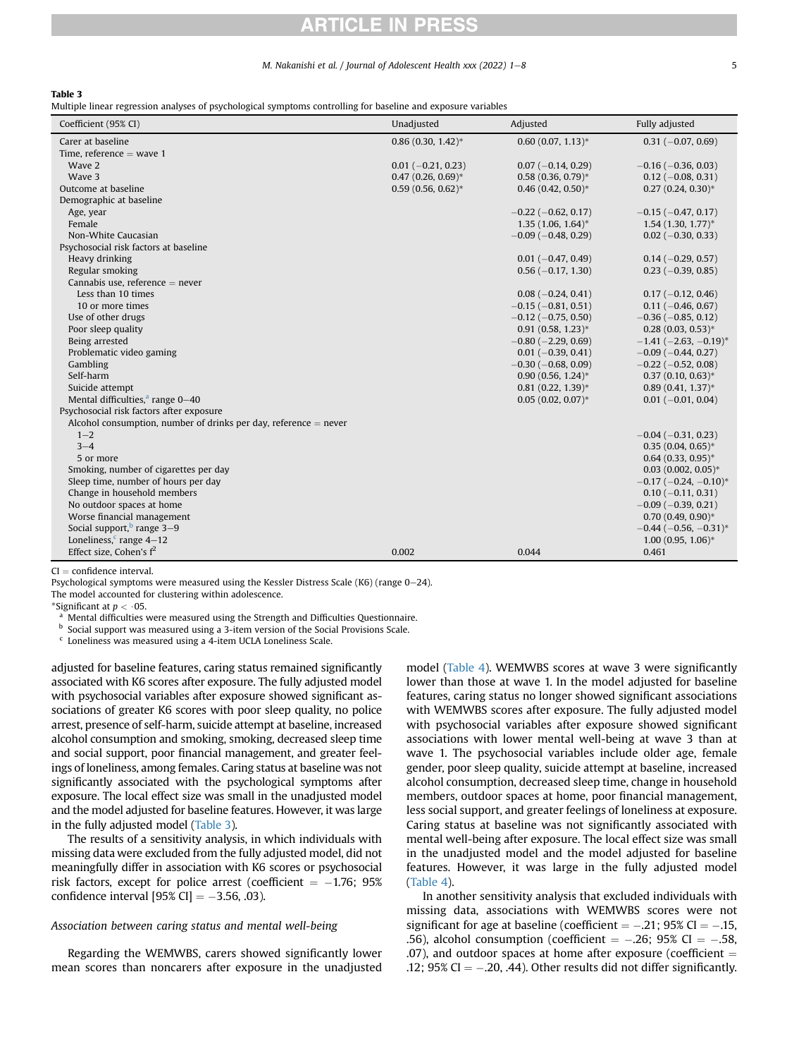**Table 3**
Multiple linear regression analyses of psychological symptoms controlling for baseline and exposure variables

| Coefficient (95% CI) | Unadjusted | Adjusted | Fully adjusted |
|---|---|---|---|
| Carer at baseline | 0.86 (0.30, 1.42)* | 0.60 (0.07, 1.13)* | 0.31 (−0.07, 0.69) |
| Time, reference = wave 1 | | | |
| Wave 2 | 0.01 (−0.21, 0.23) | 0.07 (−0.14, 0.29) | −0.16 (−0.36, 0.03) |
| Wave 3 | 0.47 (0.26, 0.69)* | 0.58 (0.36, 0.79)* | 0.12 (−0.08, 0.31) |
| Outcome at baseline | 0.59 (0.56, 0.62)* | 0.46 (0.42, 0.50)* | 0.27 (0.24, 0.30)* |
| Demographic at baseline | | | |
| Age, year | | −0.22 (−0.62, 0.17) | −0.15 (−0.47, 0.17) |
| Female | | 1.35 (1.06, 1.64)* | 1.54 (1.30, 1.77)* |
| Non-White Caucasian | | −0.09 (−0.48, 0.29) | 0.02 (−0.30, 0.33) |
| Psychosocial risk factors at baseline | | | |
| Heavy drinking | | 0.01 (−0.47, 0.49) | 0.14 (−0.29, 0.57) |
| Regular smoking | | 0.56 (−0.17, 1.30) | 0.23 (−0.39, 0.85) |
| Cannabis use, reference = never | | | |
| Less than 10 times | | 0.08 (−0.24, 0.41) | 0.17 (−0.12, 0.46) |
| 10 or more times | | −0.15 (−0.81, 0.51) | 0.11 (−0.46, 0.67) |
| Use of other drugs | | −0.12 (−0.75, 0.50) | −0.36 (−0.85, 0.12) |
| Poor sleep quality | | 0.91 (0.58, 1.23)* | 0.28 (0.03, 0.53)* |
| Being arrested | | −0.80 (−2.29, 0.69) | −1.41 (−2.63, −0.19)* |
| Problematic video gaming | | 0.01 (−0.39, 0.41) | −0.09 (−0.44, 0.27) |
| Gambling | | −0.30 (−0.68, 0.09) | −0.22 (−0.52, 0.08) |
| Self-harm | | 0.90 (0.56, 1.24)* | 0.37 (0.10, 0.63)* |
| Suicide attempt | | 0.81 (0.22, 1.39)* | 0.89 (0.41, 1.37)* |
| Mental difficulties,[a] range 0–40 | | 0.05 (0.02, 0.07)* | 0.01 (−0.01, 0.04) |
| Psychosocial risk factors after exposure | | | |
| Alcohol consumption, number of drinks per day, reference = never | | | |
| 1–2 | | | −0.04 (−0.31, 0.23) |
| 3–4 | | | 0.35 (0.04, 0.65)* |
| 5 or more | | | 0.64 (0.33, 0.95)* |
| Smoking, number of cigarettes per day | | | 0.03 (0.002, 0.05)* |
| Sleep time, number of hours per day | | | −0.17 (−0.24, −0.10)* |
| Change in household members | | | 0.10 (−0.11, 0.31) |
| No outdoor spaces at home | | | −0.09 (−0.39, 0.21) |
| Worse financial management | | | 0.70 (0.49, 0.90)* |
| Social support,[b] range 3–9 | | | −0.44 (−0.56, −0.31)* |
| Loneliness,[c] range 4–12 | | | 1.00 (0.95, 1.06)* |
| Effect size, Cohen's $f^2$ | 0.002 | 0.044 | 0.461 |

CI = confidence interval.
Psychological symptoms were measured using the Kessler Distress Scale (K6) (range 0–24).
The model accounted for clustering within adolescence.
*Significant at $p < .05$.
[a] Mental difficulties were measured using the Strength and Difficulties Questionnaire.
[b] Social support was measured using a 3-item version of the Social Provisions Scale.
[c] Loneliness was measured using a 4-item UCLA Loneliness Scale.

adjusted for baseline features, caring status remained significantly associated with K6 scores after exposure. The fully adjusted model with psychosocial variables after exposure showed significant associations of greater K6 scores with poor sleep quality, no police arrest, presence of self-harm, suicide attempt at baseline, increased alcohol consumption and smoking, smoking, decreased sleep time and social support, poor financial management, and greater feelings of loneliness, among females. Caring status at baseline was not significantly associated with the psychological symptoms after exposure. The local effect size was small in the unadjusted model and the model adjusted for baseline features. However, it was large in the fully adjusted model (Table 3).

The results of a sensitivity analysis, in which individuals with missing data were excluded from the fully adjusted model, did not meaningfully differ in association with K6 scores or psychosocial risk factors, except for police arrest (coefficient = −1.76; 95% confidence interval [95% CI] = −3.56, .03).

### Association between caring status and mental well-being

Regarding the WEMWBS, carers showed significantly lower mean scores than noncarers after exposure in the unadjusted model (Table 4). WEMWBS scores at wave 3 were significantly lower than those at wave 1. In the model adjusted for baseline features, caring status no longer showed significant associations with WEMWBS scores after exposure. The fully adjusted model with psychosocial variables after exposure showed significant associations with lower mental well-being at wave 3 than at wave 1. The psychosocial variables include older age, female gender, poor sleep quality, suicide attempt at baseline, increased alcohol consumption, decreased sleep time, change in household members, outdoor spaces at home, poor financial management, less social support, and greater feelings of loneliness at exposure. Caring status at baseline was not significantly associated with mental well-being after exposure. The local effect size was small in the unadjusted model and the model adjusted for baseline features. However, it was large in the fully adjusted model (Table 4).

In another sensitivity analysis that excluded individuals with missing data, associations with WEMWBS scores were not significant for age at baseline (coefficient = −.21; 95% CI = −.15, .56), alcohol consumption (coefficient = −.26; 95% CI = −.58, .07), and outdoor spaces at home after exposure (coefficient = .12; 95% CI = −.20, .44). Other results did not differ significantly.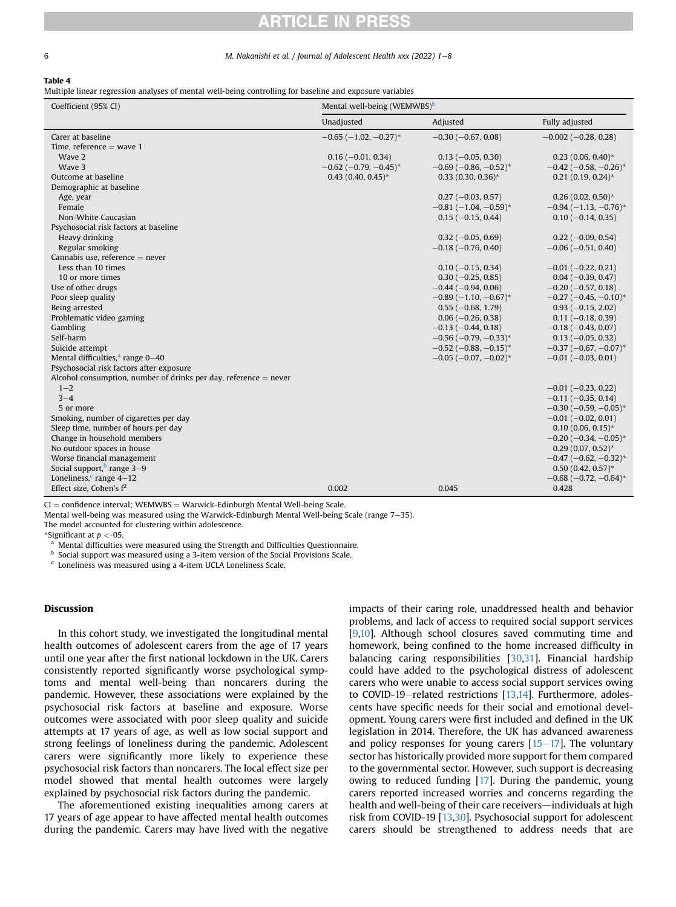**Table 4**
Multiple linear regression analyses of mental well-being controlling for baseline and exposure variables

| Coefficient (95% CI) | Mental well-being (WEMWBS)[b] | | |
|---|---|---|---|
| | Unadjusted | Adjusted | Fully adjusted |
| Carer at baseline | −0.65 (−1.02, −0.27)* | −0.30 (−0.67, 0.08) | −0.002 (−0.28, 0.28) |
| Time, reference = wave 1 | | | |
| Wave 2 | 0.16 (−0.01, 0.34) | 0.13 (−0.05, 0.30) | 0.23 (0.06, 0.40)* |
| Wave 3 | −0.62 (−0.79, −0.45)* | −0.69 (−0.86, −0.52)* | −0.42 (−0.58, −0.26)* |
| Outcome at baseline | 0.43 (0.40, 0.45)* | 0.33 (0.30, 0.36)* | 0.21 (0.19, 0.24)* |
| Demographic at baseline | | | |
| Age, year | | 0.27 (−0.03, 0.57) | 0.26 (0.02, 0.50)* |
| Female | | −0.81 (−1.04, −0.59)* | −0.94 (−1.13, −0.76)* |
| Non-White Caucasian | | 0.15 (−0.15, 0.44) | 0.10 (−0.14, 0.35) |
| Psychosocial risk factors at baseline | | | |
| Heavy drinking | | 0.32 (−0.05, 0.69) | 0.22 (−0.09, 0.54) |
| Regular smoking | | −0.18 (−0.76, 0.40) | −0.06 (−0.51, 0.40) |
| Cannabis use, reference = never | | | |
| Less than 10 times | | 0.10 (−0.15, 0.34) | −0.01 (−0.22, 0.21) |
| 10 or more times | | 0.30 (−0.25, 0.85) | 0.04 (−0.39, 0.47) |
| Use of other drugs | | −0.44 (−0.94, 0.06) | −0.20 (−0.57, 0.18) |
| Poor sleep quality | | −0.89 (−1.10, −0.67)* | −0.27 (−0.45, −0.10)* |
| Being arrested | | 0.55 (−0.68, 1.79) | 0.93 (−0.15, 2.02) |
| Problematic video gaming | | 0.06 (−0.26, 0.38) | 0.11 (−0.18, 0.39) |
| Gambling | | −0.13 (−0.44, 0.18) | −0.18 (−0.43, 0.07) |
| Self-harm | | −0.56 (−0.79, −0.33)* | 0.13 (−0.05, 0.32) |
| Suicide attempt | | −0.52 (−0.88, −0.15)* | −0.37 (−0.67, −0.07)* |
| Mental difficulties,[a] range 0–40 | | −0.05 (−0.07, −0.02)* | −0.01 (−0.03, 0.01) |
| Psychosocial risk factors after exposure | | | |
| Alcohol consumption, number of drinks per day, reference = never | | | |
| 1–2 | | | −0.01 (−0.23, 0.22) |
| 3–4 | | | −0.11 (−0.35, 0.14) |
| 5 or more | | | −0.30 (−0.59, −0.05)* |
| Smoking, number of cigarettes per day | | | −0.01 (−0.02, 0.01) |
| Sleep time, number of hours per day | | | 0.10 (0.06, 0.15)* |
| Change in household members | | | −0.20 (−0.34, −0.05)* |
| No outdoor spaces in house | | | 0.29 (0.07, 0.52)* |
| Worse financial management | | | −0.47 (−0.62, −0.32)* |
| Social support,[b] range 3–9 | | | 0.50 (0.42, 0.57)* |
| Loneliness,[c] range 4–12 | | | −0.68 (−0.72, −0.64)* |
| Effect size, Cohen's $f^2$ | 0.002 | 0.045 | 0.428 |

CI = confidence interval; WEMWBS = Warwick-Edinburgh Mental Well-being Scale.
Mental well-being was measured using the Warwick-Edinburgh Mental Well-being Scale (range 7–35).
The model accounted for clustering within adolescence.
*Significant at $p < .05$.
[a] Mental difficulties were measured using the Strength and Difficulties Questionnaire.
[b] Social support was measured using a 3-item version of the Social Provisions Scale.
[c] Loneliness was measured using a 4-item UCLA Loneliness Scale.

## Discussion

In this cohort study, we investigated the longitudinal mental health outcomes of adolescent carers from the age of 17 years until one year after the first national lockdown in the UK. Carers consistently reported significantly worse psychological symptoms and mental well-being than noncarers during the pandemic. However, these associations were explained by the psychosocial risk factors at baseline and exposure. Worse outcomes were associated with poor sleep quality and suicide attempts at 17 years of age, as well as low social support and strong feelings of loneliness during the pandemic. Adolescent carers were significantly more likely to experience these psychosocial risk factors than noncarers. The local effect size per model showed that mental health outcomes were largely explained by psychosocial risk factors during the pandemic.

The aforementioned existing inequalities among carers at 17 years of age appear to have affected mental health outcomes during the pandemic. Carers may have lived with the negative impacts of their caring role, unaddressed health and behavior problems, and lack of access to required social support services [9,10]. Although school closures saved commuting time and homework, being confined to the home increased difficulty in balancing caring responsibilities [30,31]. Financial hardship could have added to the psychological distress of adolescent carers who were unable to access social support services owing to COVID-19–related restrictions [13,14]. Furthermore, adolescents have specific needs for their social and emotional development. Young carers were first included and defined in the UK legislation in 2014. Therefore, the UK has advanced awareness and policy responses for young carers [15–17]. The voluntary sector has historically provided more support for them compared to the governmental sector. However, such support is decreasing owing to reduced funding [17]. During the pandemic, young carers reported increased worries and concerns regarding the health and well-being of their care receivers—individuals at high risk from COVID-19 [13,30]. Psychosocial support for adolescent carers should be strengthened to address needs that are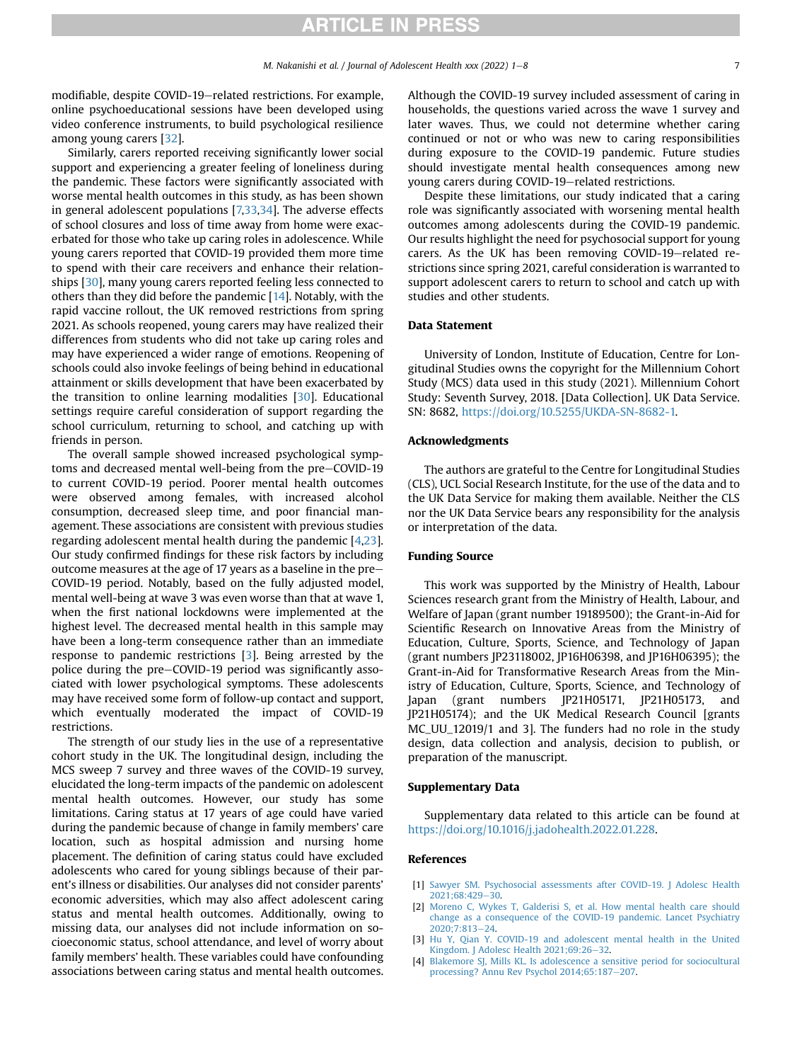modifiable, despite COVID-19–related restrictions. For example, online psychoeducational sessions have been developed using video conference instruments, to build psychological resilience among young carers [32].

Similarly, carers reported receiving significantly lower social support and experiencing a greater feeling of loneliness during the pandemic. These factors were significantly associated with worse mental health outcomes in this study, as has been shown in general adolescent populations [7,33,34]. The adverse effects of school closures and loss of time away from home were exacerbated for those who take up caring roles in adolescence. While young carers reported that COVID-19 provided them more time to spend with their care receivers and enhance their relationships [30], many young carers reported feeling less connected to others than they did before the pandemic [14]. Notably, with the rapid vaccine rollout, the UK removed restrictions from spring 2021. As schools reopened, young carers may have realized their differences from students who did not take up caring roles and may have experienced a wider range of emotions. Reopening of schools could also invoke feelings of being behind in educational attainment or skills development that have been exacerbated by the transition to online learning modalities [30]. Educational settings require careful consideration of support regarding the school curriculum, returning to school, and catching up with friends in person.

The overall sample showed increased psychological symptoms and decreased mental well-being from the pre–COVID-19 to current COVID-19 period. Poorer mental health outcomes were observed among females, with increased alcohol consumption, decreased sleep time, and poor financial management. These associations are consistent with previous studies regarding adolescent mental health during the pandemic [4,23]. Our study confirmed findings for these risk factors by including outcome measures at the age of 17 years as a baseline in the pre–COVID-19 period. Notably, based on the fully adjusted model, mental well-being at wave 3 was even worse than that at wave 1, when the first national lockdowns were implemented at the highest level. The decreased mental health in this sample may have been a long-term consequence rather than an immediate response to pandemic restrictions [3]. Being arrested by the police during the pre–COVID-19 period was significantly associated with lower psychological symptoms. These adolescents may have received some form of follow-up contact and support, which eventually moderated the impact of COVID-19 restrictions.

The strength of our study lies in the use of a representative cohort study in the UK. The longitudinal design, including the MCS sweep 7 survey and three waves of the COVID-19 survey, elucidated the long-term impacts of the pandemic on adolescent mental health outcomes. However, our study has some limitations. Caring status at 17 years of age could have varied during the pandemic because of change in family members' care location, such as hospital admission and nursing home placement. The definition of caring status could have excluded adolescents who cared for young siblings because of their parent's illness or disabilities. Our analyses did not consider parents' economic adversities, which may also affect adolescent caring status and mental health outcomes. Additionally, owing to missing data, our analyses did not include information on socioeconomic status, school attendance, and level of worry about family members' health. These variables could have confounding associations between caring status and mental health outcomes. Although the COVID-19 survey included assessment of caring in households, the questions varied across the wave 1 survey and later waves. Thus, we could not determine whether caring continued or not or who was new to caring responsibilities during exposure to the COVID-19 pandemic. Future studies should investigate mental health consequences among new young carers during COVID-19–related restrictions.

Despite these limitations, our study indicated that a caring role was significantly associated with worsening mental health outcomes among adolescents during the COVID-19 pandemic. Our results highlight the need for psychosocial support for young carers. As the UK has been removing COVID-19–related restrictions since spring 2021, careful consideration is warranted to support adolescent carers to return to school and catch up with studies and other students.

## Data Statement

University of London, Institute of Education, Centre for Longitudinal Studies owns the copyright for the Millennium Cohort Study (MCS) data used in this study (2021). Millennium Cohort Study: Seventh Survey, 2018. [Data Collection]. UK Data Service. SN: 8682, https://doi.org/10.5255/UKDA-SN-8682-1.

## Acknowledgments

The authors are grateful to the Centre for Longitudinal Studies (CLS), UCL Social Research Institute, for the use of the data and to the UK Data Service for making them available. Neither the CLS nor the UK Data Service bears any responsibility for the analysis or interpretation of the data.

## Funding Source

This work was supported by the Ministry of Health, Labour Sciences research grant from the Ministry of Health, Labour, and Welfare of Japan (grant number 19189500); the Grant-in-Aid for Scientific Research on Innovative Areas from the Ministry of Education, Culture, Sports, Science, and Technology of Japan (grant numbers JP23118002, JP16H06398, and JP16H06395); the Grant-in-Aid for Transformative Research Areas from the Ministry of Education, Culture, Sports, Science, and Technology of Japan (grant numbers JP21H05171, JP21H05173, and JP21H05174); and the UK Medical Research Council [grants MC_UU_12019/1 and 3]. The funders had no role in the study design, data collection and analysis, decision to publish, or preparation of the manuscript.

## Supplementary Data

Supplementary data related to this article can be found at https://doi.org/10.1016/j.jadohealth.2022.01.228.

## References

[1] Sawyer SM. Psychosocial assessments after COVID-19. J Adolesc Health 2021;68:429–30.

[2] Moreno C, Wykes T, Galderisi S, et al. How mental health care should change as a consequence of the COVID-19 pandemic. Lancet Psychiatry 2020;7:813–24.

[3] Hu Y, Qian Y. COVID-19 and adolescent mental health in the United Kingdom. J Adolesc Health 2021;69:26–32.

[4] Blakemore SJ, Mills KL. Is adolescence a sensitive period for sociocultural processing? Annu Rev Psychol 2014;65:187–207.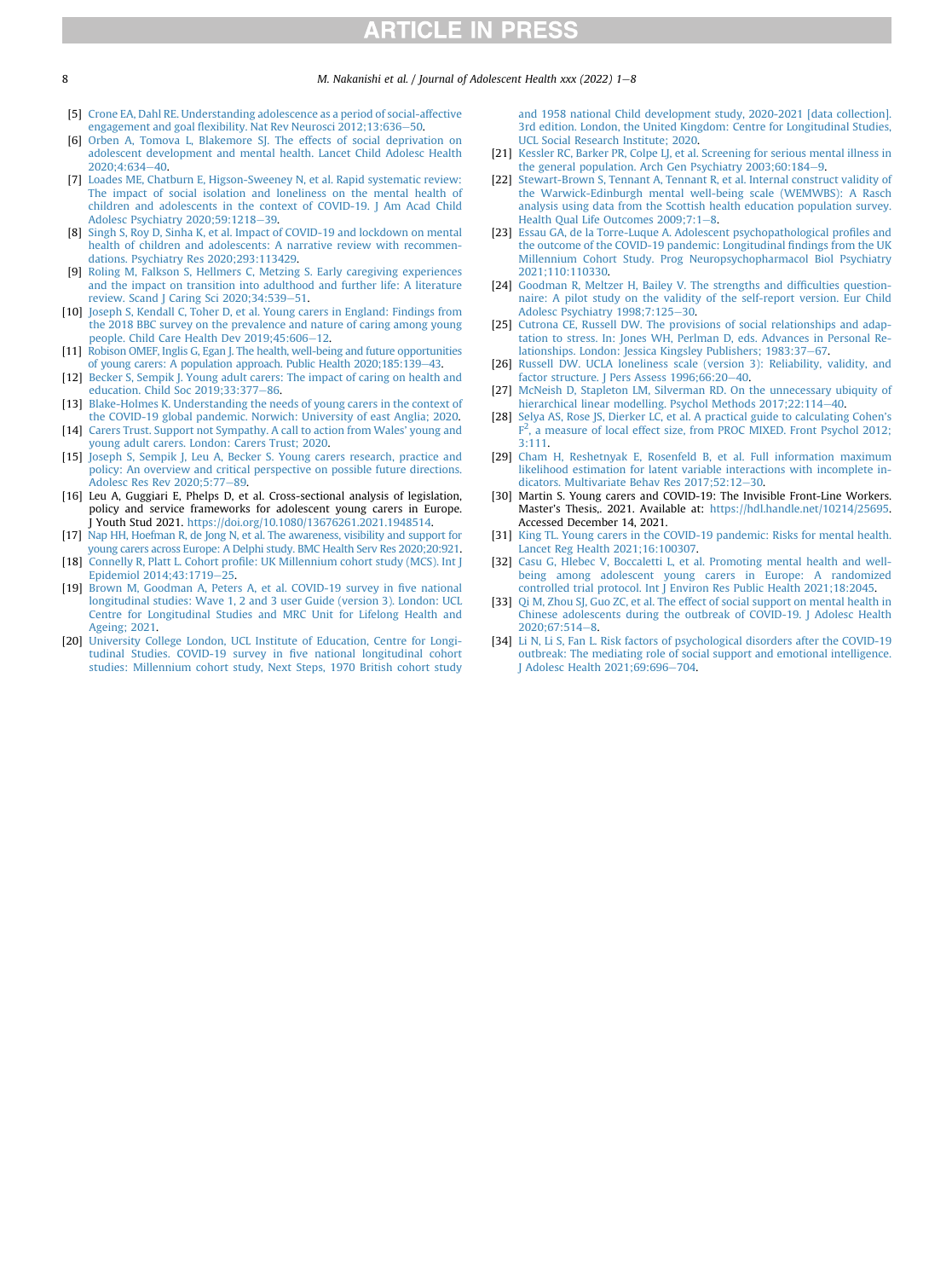[5] Crone EA, Dahl RE. Understanding adolescence as a period of social-affective engagement and goal flexibility. Nat Rev Neurosci 2012;13:636–50.

[6] Orben A, Tomova L, Blakemore SJ. The effects of social deprivation on adolescent development and mental health. Lancet Child Adolesc Health 2020;4:634–40.

[7] Loades ME, Chatburn E, Higson-Sweeney N, et al. Rapid systematic review: The impact of social isolation and loneliness on the mental health of children and adolescents in the context of COVID-19. J Am Acad Child Adolesc Psychiatry 2020;59:1218–39.

[8] Singh S, Roy D, Sinha K, et al. Impact of COVID-19 and lockdown on mental health of children and adolescents: A narrative review with recommendations. Psychiatry Res 2020;293:113429.

[9] Roling M, Falkson S, Hellmers C, Metzing S. Early caregiving experiences and the impact on transition into adulthood and further life: A literature review. Scand J Caring Sci 2020;34:539–51.

[10] Joseph S, Kendall C, Toher D, et al. Young carers in England: Findings from the 2018 BBC survey on the prevalence and nature of caring among young people. Child Care Health Dev 2019;45:606–12.

[11] Robison OMEF, Inglis G, Egan J. The health, well-being and future opportunities of young carers: A population approach. Public Health 2020;185:139–43.

[12] Becker S, Sempik J. Young adult carers: The impact of caring on health and education. Child Soc 2019;33:377–86.

[13] Blake-Holmes K. Understanding the needs of young carers in the context of the COVID-19 global pandemic. Norwich: University of east Anglia; 2020.

[14] Carers Trust. Support not Sympathy. A call to action from Wales' young and young adult carers. London: Carers Trust; 2020.

[15] Joseph S, Sempik J, Leu A, Becker S. Young carers research, practice and policy: An overview and critical perspective on possible future directions. Adolesc Res Rev 2020;5:77–89.

[16] Leu A, Guggiari E, Phelps D, et al. Cross-sectional analysis of legislation, policy and service frameworks for adolescent young carers in Europe. J Youth Stud 2021. https://doi.org/10.1080/13676261.2021.1948514.

[17] Nap HH, Hoefman R, de Jong N, et al. The awareness, visibility and support for young carers across Europe: A Delphi study. BMC Health Serv Res 2020;20:921.

[18] Connelly R, Platt L. Cohort profile: UK Millennium cohort study (MCS). Int J Epidemiol 2014;43:1719–25.

[19] Brown M, Goodman A, Peters A, et al. COVID-19 survey in five national longitudinal studies: Wave 1, 2 and 3 user Guide (version 3). London: UCL Centre for Longitudinal Studies and MRC Unit for Lifelong Health and Ageing; 2021.

[20] University College London, UCL Institute of Education, Centre for Longitudinal Studies. COVID-19 survey in five national longitudinal cohort studies: Millennium cohort study, Next Steps, 1970 British cohort study and 1958 national Child development study, 2020-2021 [data collection]. 3rd edition. London, the United Kingdom: Centre for Longitudinal Studies, UCL Social Research Institute; 2020.

[21] Kessler RC, Barker PR, Colpe LJ, et al. Screening for serious mental illness in the general population. Arch Gen Psychiatry 2003;60:184–9.

[22] Stewart-Brown S, Tennant A, Tennant R, et al. Internal construct validity of the Warwick-Edinburgh mental well-being scale (WEMWBS): A Rasch analysis using data from the Scottish health education population survey. Health Qual Life Outcomes 2009;7:1–8.

[23] Essau GA, de la Torre-Luque A. Adolescent psychopathological profiles and the outcome of the COVID-19 pandemic: Longitudinal findings from the UK Millennium Cohort Study. Prog Neuropsychopharmacol Biol Psychiatry 2021;110:110330.

[24] Goodman R, Meltzer H, Bailey V. The strengths and difficulties questionnaire: A pilot study on the validity of the self-report version. Eur Child Adolesc Psychiatry 1998;7:125–30.

[25] Cutrona CE, Russell DW. The provisions of social relationships and adaptation to stress. In: Jones WH, Perlman D, eds. Advances in Personal Relationships. London: Jessica Kingsley Publishers; 1983:37–67.

[26] Russell DW. UCLA loneliness scale (version 3): Reliability, validity, and factor structure. J Pers Assess 1996;66:20–40.

[27] McNeish D, Stapleton LM, Silverman RD. On the unnecessary ubiquity of hierarchical linear modelling. Psychol Methods 2017;22:114–40.

[28] Selya AS, Rose JS, Dierker LC, et al. A practical guide to calculating Cohen's $F^2$, a measure of local effect size, from PROC MIXED. Front Psychol 2012;3:111.

[29] Cham H, Reshetnyak E, Rosenfeld B, et al. Full information maximum likelihood estimation for latent variable interactions with incomplete indicators. Multivariate Behav Res 2017;52:12–30.

[30] Martin S. Young carers and COVID-19: The Invisible Front-Line Workers. Master's Thesis,. 2021. Available at: https://hdl.handle.net/10214/25695. Accessed December 14, 2021.

[31] King TL. Young carers in the COVID-19 pandemic: Risks for mental health. Lancet Reg Health 2021;16:100307.

[32] Casu G, Hlebec V, Boccaletti L, et al. Promoting mental health and well-being among adolescent young carers in Europe: A randomized controlled trial protocol. Int J Environ Res Public Health 2021;18:2045.

[33] Qi M, Zhou SJ, Guo ZC, et al. The effect of social support on mental health in Chinese adolescents during the outbreak of COVID-19. J Adolesc Health 2020;67:514–8.

[34] Li N, Li S, Fan L. Risk factors of psychological disorders after the COVID-19 outbreak: The mediating role of social support and emotional intelligence. J Adolesc Health 2021;69:696–704.